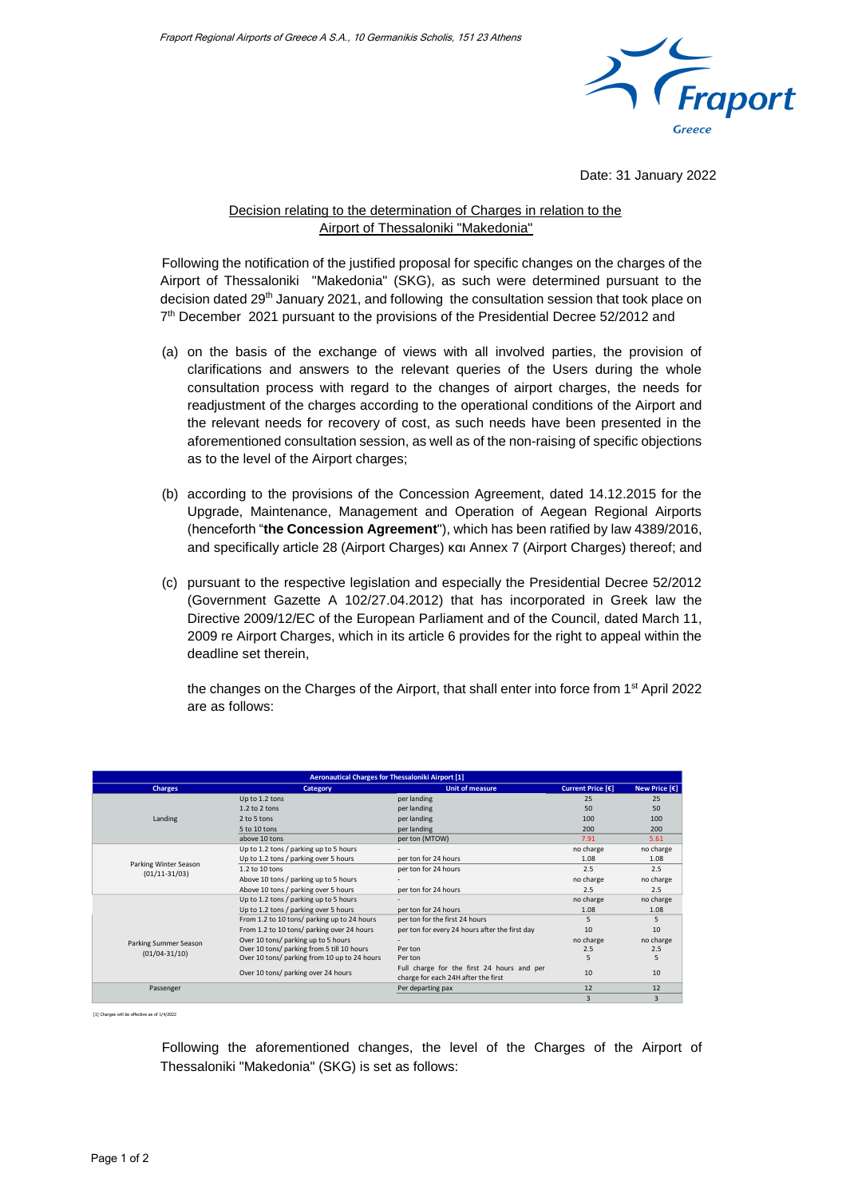Fraport Regional Airports of Greece A S.A., 10 Germanikis Scholis, 151 23 Athens

Fraport Greece

Date: 31 January 2022

Decision relating to the determination of Charges in relation to the Airport of Thessaloniki "Makedonia"

Following the notification of the justified proposal for specific changes on the charges of the Airport of Thessaloniki "Makedonia" (SKG), as such were determined pursuant to the decision dated 29th January 2021, and following the consultation session that took place on 7th December 2021 pursuant to the provisions of the Presidential Decree 52/2012 and

(a) on the basis of the exchange of views with all involved parties, the provision of clarifications and answers to the relevant queries of the Users during the whole consultation process with regard to the changes of airport charges, the needs for readjustment of the charges according to the operational conditions of the Airport and the relevant needs for recovery of cost, as such needs have been presented in the aforementioned consultation session, as well as of the non-raising of specific objections as to the level of the Airport charges;

(b) according to the provisions of the Concession Agreement, dated 14.12.2015 for the Upgrade, Maintenance, Management and Operation of Aegean Regional Airports (henceforth "**the Concession Agreement**"), which has been ratified by law 4389/2016, and specifically article 28 (Airport Charges) και Annex 7 (Airport Charges) thereof; and

(c) pursuant to the respective legislation and especially the Presidential Decree 52/2012 (Government Gazette A 102/27.04.2012) that has incorporated in Greek law the Directive 2009/12/EC of the European Parliament and of the Council, dated March 11, 2009 re Airport Charges, which in its article 6 provides for the right to appeal within the deadline set therein,

the changes on the Charges of the Airport, that shall enter into force from 1st April 2022 are as follows:

| Aeronautical Charges for Thessaloniki Airport [1] | | | | |
|---|---|---|---|---|
| Charges | Category | Unit of measure | Current Price [€] | New Price [€] |
| Landing | Up to 1.2 tons | per landing | 25 | 25 |
| | 1.2 to 2 tons | per landing | 50 | 50 |
| | 2 to 5 tons | per landing | 100 | 100 |
| | 5 to 10 tons | per landing | 200 | 200 |
| | above 10 tons | per ton (MTOW) | 7.91 | 5.61 |
| Parking Winter Season (01/11-31/03) | Up to 1.2 tons / parking up to 5 hours | - | no charge | no charge |
| | Up to 1.2 tons / parking over 5 hours | per ton for 24 hours | 1.08 | 1.08 |
| | 1.2 to 10 tons | per ton for 24 hours | 2.5 | 2.5 |
| | Above 10 tons / parking up to 5 hours | - | no charge | no charge |
| | Above 10 tons / parking over 5 hours | per ton for 24 hours | 2.5 | 2.5 |
| Parking Summer Season (01/04-31/10) | Up to 1.2 tons / parking up to 5 hours | - | no charge | no charge |
| | Up to 1.2 tons / parking over 5 hours | per ton for 24 hours | 1.08 | 1.08 |
| | From 1.2 to 10 tons/ parking up to 24 hours | per ton for the first 24 hours | 5 | 5 |
| | From 1.2 to 10 tons/ parking over 24 hours | per ton for every 24 hours after the first day | 10 | 10 |
| | Over 10 tons/ parking up to 5 hours | - | no charge | no charge |
| | Over 10 tons/ parking from 5 till 10 hours | Per ton | 2.5 | 2.5 |
| | Over 10 tons/ parking from 10 up to 24 hours | Per ton | 5 | 5 |
| | Over 10 tons/ parking over 24 hours | Full charge for the first 24 hours and per charge for each 24H after the first | 10 | 10 |
| Passenger | | Per departing pax | 12 | 12 |
| | | | 3 | 3 |

[1] Charges will be effective as of 1/4/2022

Following the aforementioned changes, the level of the Charges of the Airport of Thessaloniki "Makedonia" (SKG) is set as follows: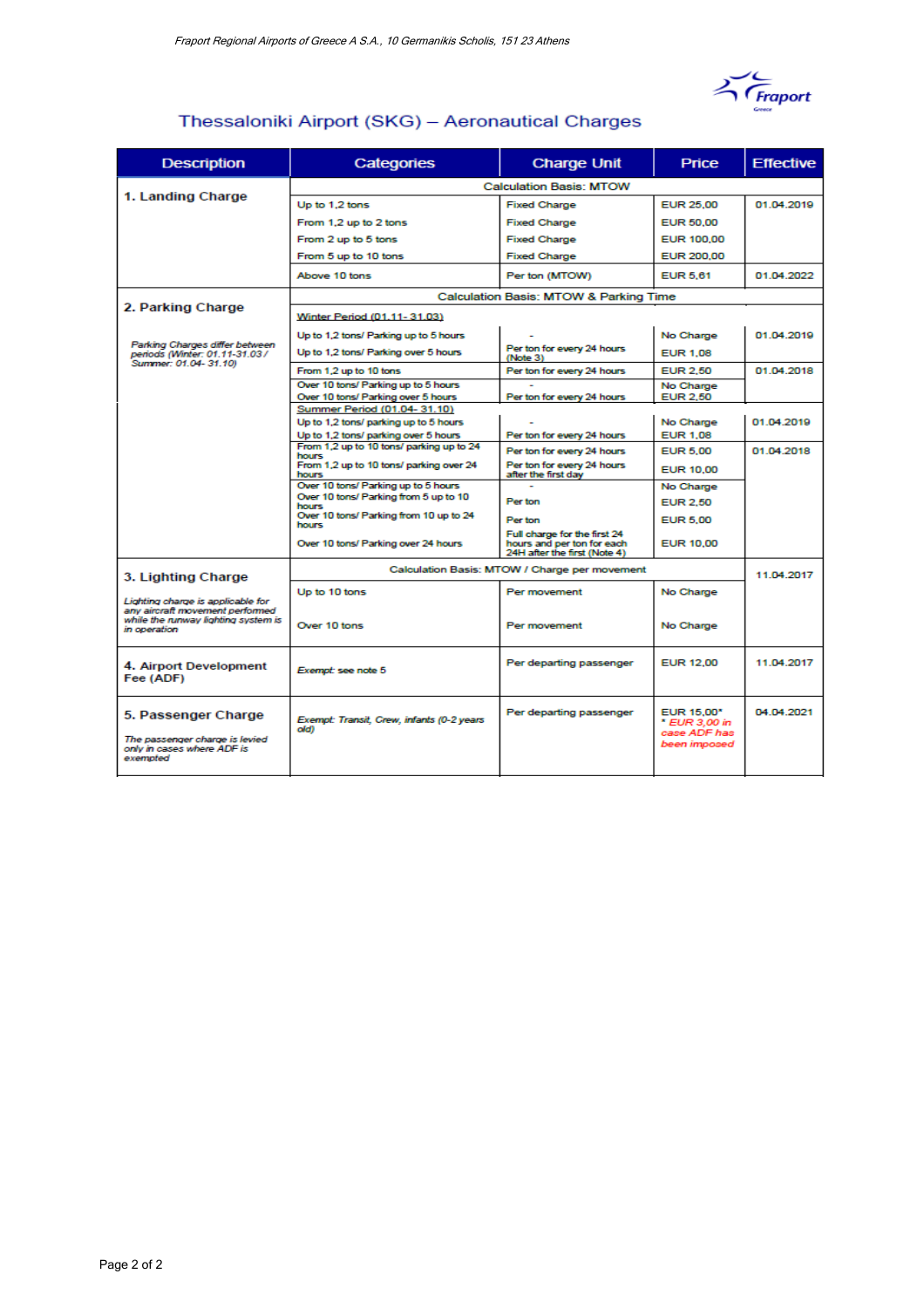Fraport Regional Airports of Greece A S.A., 10 Germanikis Scholis, 151 23 Athens

# Thessaloniki Airport (SKG) – Aeronautical Charges

| Description | Categories | Charge Unit | Price | Effective |
|---|---|---|---|---|
| **1. Landing Charge** | Calculation Basis: MTOW | | | |
| | Up to 1,2 tons | Fixed Charge | EUR 25,00 | 01.04.2019 |
| | From 1,2 up to 2 tons | Fixed Charge | EUR 50,00 | |
| | From 2 up to 5 tons | Fixed Charge | EUR 100,00 | |
| | From 5 up to 10 tons | Fixed Charge | EUR 200,00 | |
| | Above 10 tons | Per ton (MTOW) | EUR 5,61 | 01.04.2022 |
| **2. Parking Charge** *Parking Charges differ between periods (Winter: 01.11-31.03 / Summer: 01.04- 31.10)* | Calculation Basis: MTOW & Parking Time | | | |
| | Winter Period (01.11- 31.03) | | | |
| | Up to 1,2 tons/ Parking up to 5 hours | - | No Charge | 01.04.2019 |
| | Up to 1,2 tons/ Parking over 5 hours | Per ton for every 24 hours (Note 3) | EUR 1,08 | |
| | From 1,2 up to 10 tons | Per ton for every 24 hours | EUR 2,50 | 01.04.2018 |
| | Over 10 tons/ Parking up to 5 hours | - | No Charge | |
| | Over 10 tons/ Parking over 5 hours | Per ton for every 24 hours | EUR 2,50 | |
| | Summer Period (01.04- 31.10) | | | |
| | Up to 1,2 tons/ parking up to 5 hours | - | No Charge | 01.04.2019 |
| | Up to 1,2 tons/ parking over 5 hours | Per ton for every 24 hours | EUR 1,08 | |
| | From 1,2 up to 10 tons/ parking up to 24 hours | Per ton for every 24 hours | EUR 5,00 | 01.04.2018 |
| | From 1,2 up to 10 tons/ parking over 24 hours | Per ton for every 24 hours after the first day | EUR 10,00 | |
| | Over 10 tons/ Parking up to 5 hours | - | No Charge | |
| | Over 10 tons/ Parking from 5 up to 10 hours | Per ton | EUR 2,50 | |
| | Over 10 tons/ Parking from 10 up to 24 hours | Per ton | EUR 5,00 | |
| | Over 10 tons/ Parking over 24 hours | Full charge for the first 24 hours and per ton for each 24H after the first (Note 4) | EUR 10,00 | |
| **3. Lighting Charge** *Lighting charge is applicable for any aircraft movement performed while the runway lighting system is in operation* | Calculation Basis: MTOW / Charge per movement | | | 11.04.2017 |
| | Up to 10 tons | Per movement | No Charge | |
| | Over 10 tons | Per movement | No Charge | |
| **4. Airport Development Fee (ADF)** | *Exempt:* see note 5 | Per departing passenger | EUR 12,00 | 11.04.2017 |
| **5. Passenger Charge** *The passenger charge is levied only in cases where ADF is exempted* | *Exempt: Transit, Crew, infants (0-2 years old)* | Per departing passenger | EUR 15,00* *\* EUR 3,00 in case ADF has been imposed* | 04.04.2021 |